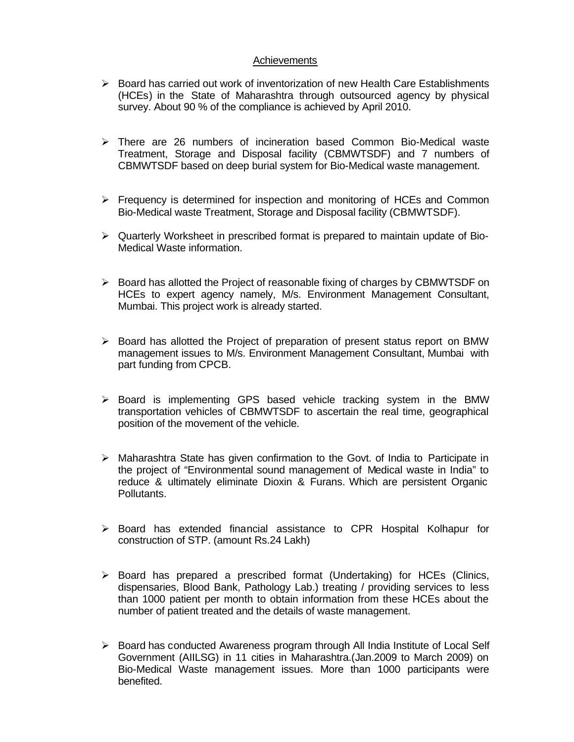## Achievements

- Board has carried out work of inventorization of new Health Care Establishments (HCEs) in the State of Maharashtra through outsourced agency by physical survey. About 90 % of the compliance is achieved by April 2010.
- There are 26 numbers of incineration based Common Bio-Medical waste Treatment, Storage and Disposal facility (CBMWTSDF) and 7 numbers of CBMWTSDF based on deep burial system for Bio-Medical waste management.
- Frequency is determined for inspection and monitoring of HCEs and Common Bio-Medical waste Treatment, Storage and Disposal facility (CBMWTSDF).
- Quarterly Worksheet in prescribed format is prepared to maintain update of Bio-Medical Waste information.
- Board has allotted the Project of reasonable fixing of charges by CBMWTSDF on HCEs to expert agency namely, M/s. Environment Management Consultant, Mumbai. This project work is already started.
- Board has allotted the Project of preparation of present status report on BMW management issues to M/s. Environment Management Consultant, Mumbai with part funding from CPCB.
- Board is implementing GPS based vehicle tracking system in the BMW transportation vehicles of CBMWTSDF to ascertain the real time, geographical position of the movement of the vehicle.
- Maharashtra State has given confirmation to the Govt. of India to Participate in the project of "Environmental sound management of Medical waste in India" to reduce & ultimately eliminate Dioxin & Furans. Which are persistent Organic Pollutants.
- Board has extended financial assistance to CPR Hospital Kolhapur for construction of STP. (amount Rs.24 Lakh)
- Board has prepared a prescribed format (Undertaking) for HCEs (Clinics, dispensaries, Blood Bank, Pathology Lab.) treating / providing services to less than 1000 patient per month to obtain information from these HCEs about the number of patient treated and the details of waste management.
- Board has conducted Awareness program through All India Institute of Local Self Government (AIILSG) in 11 cities in Maharashtra.(Jan.2009 to March 2009) on Bio-Medical Waste management issues. More than 1000 participants were benefited.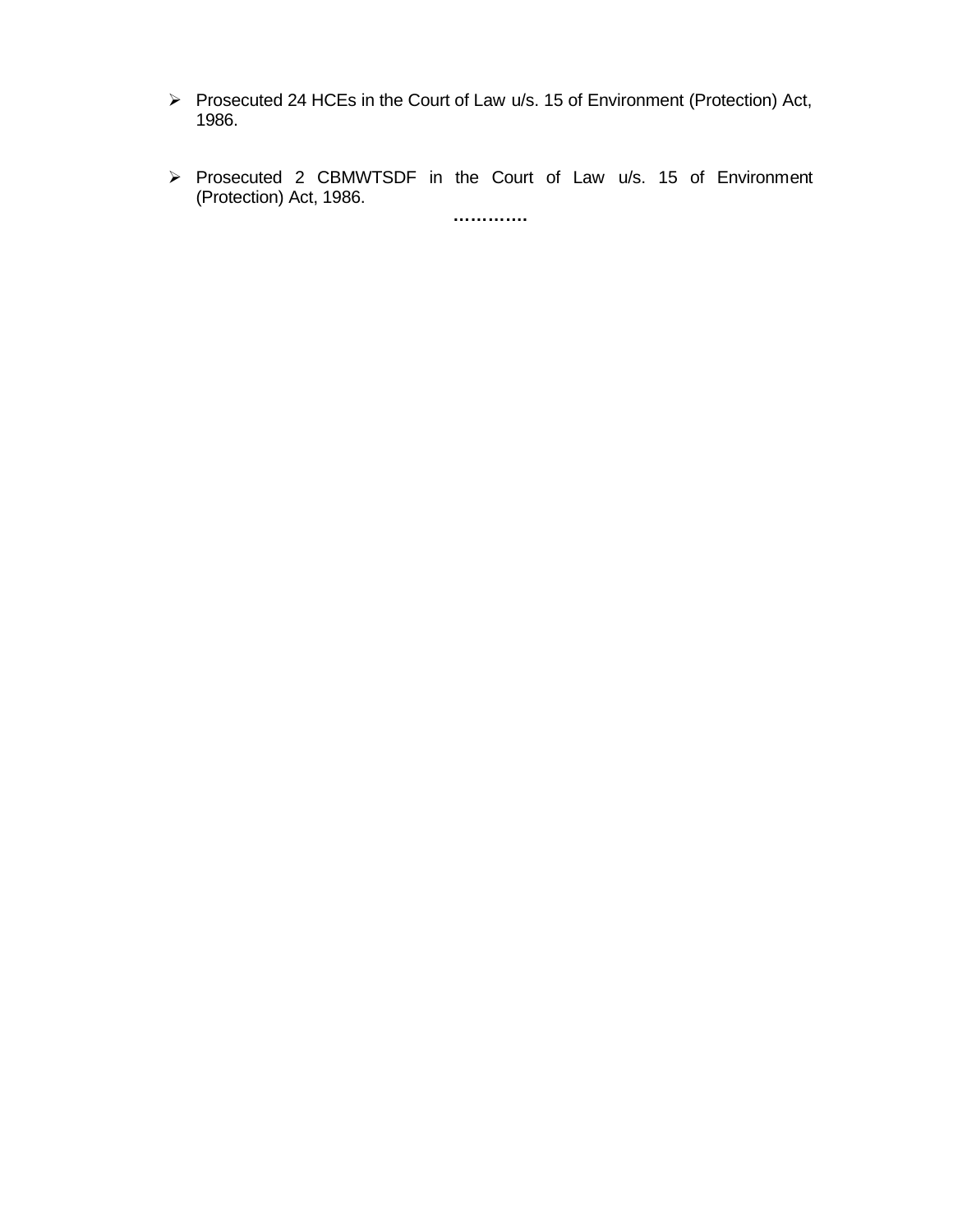- Prosecuted 24 HCEs in the Court of Law u/s. 15 of Environment (Protection) Act, 1986.

- Prosecuted 2 CBMWTSDF in the Court of Law u/s. 15 of Environment (Protection) Act, 1986.

…………